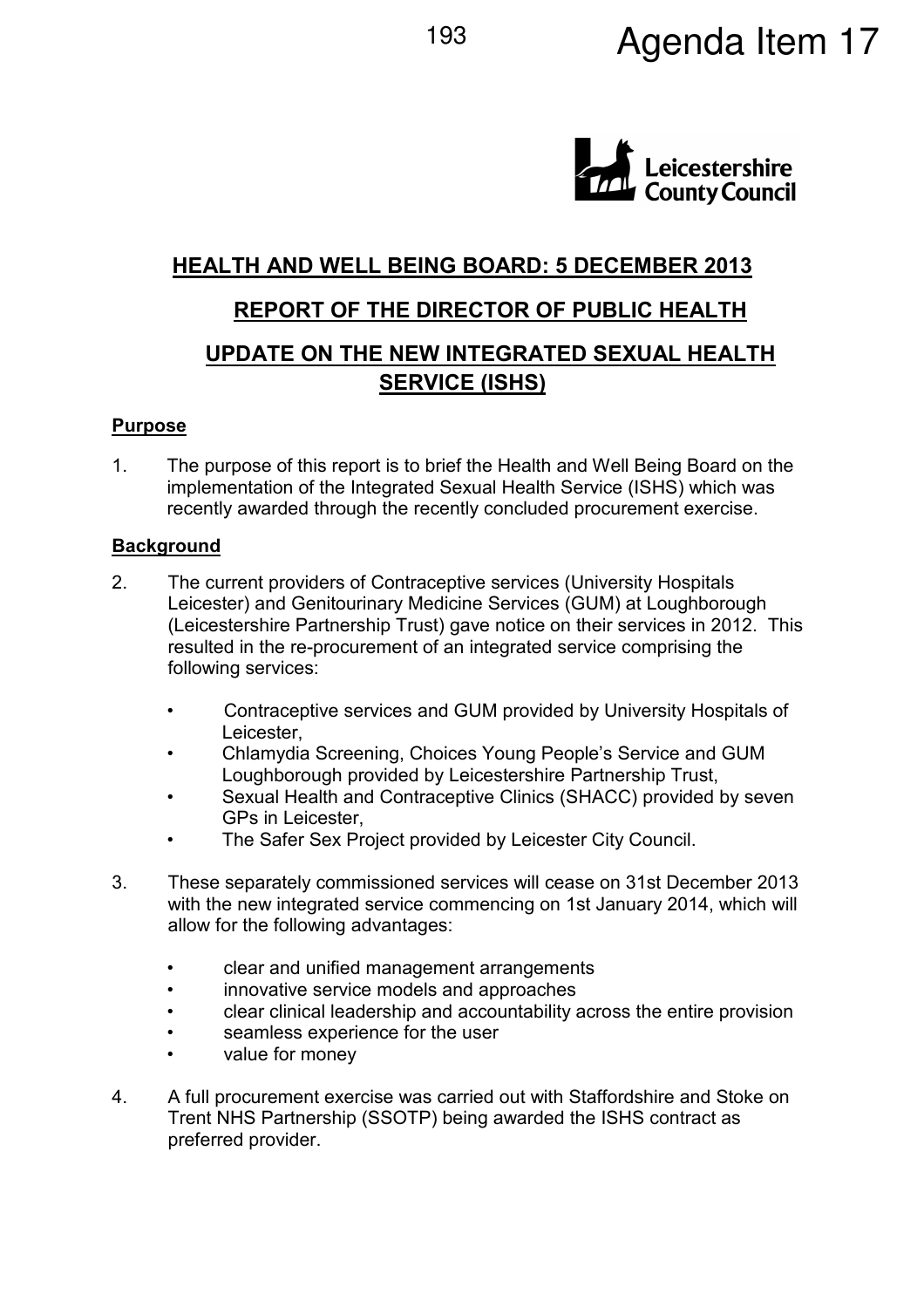Agenda Item 17

Leicestershire County Council

## HEALTH AND WELL BEING BOARD: 5 DECEMBER 2013

## REPORT OF THE DIRECTOR OF PUBLIC HEALTH

## UPDATE ON THE NEW INTEGRATED SEXUAL HEALTH SERVICE (ISHS)

**Purpose**

1. The purpose of this report is to brief the Health and Well Being Board on the implementation of the Integrated Sexual Health Service (ISHS) which was recently awarded through the recently concluded procurement exercise.

**Background**

2. The current providers of Contraceptive services (University Hospitals Leicester) and Genitourinary Medicine Services (GUM) at Loughborough (Leicestershire Partnership Trust) gave notice on their services in 2012. This resulted in the re-procurement of an integrated service comprising the following services:

   - Contraceptive services and GUM provided by University Hospitals of Leicester,
   - Chlamydia Screening, Choices Young People's Service and GUM Loughborough provided by Leicestershire Partnership Trust,
   - Sexual Health and Contraceptive Clinics (SHACC) provided by seven GPs in Leicester,
   - The Safer Sex Project provided by Leicester City Council.

3. These separately commissioned services will cease on 31st December 2013 with the new integrated service commencing on 1st January 2014, which will allow for the following advantages:

   - clear and unified management arrangements
   - innovative service models and approaches
   - clear clinical leadership and accountability across the entire provision
   - seamless experience for the user
   - value for money

4. A full procurement exercise was carried out with Staffordshire and Stoke on Trent NHS Partnership (SSOTP) being awarded the ISHS contract as preferred provider.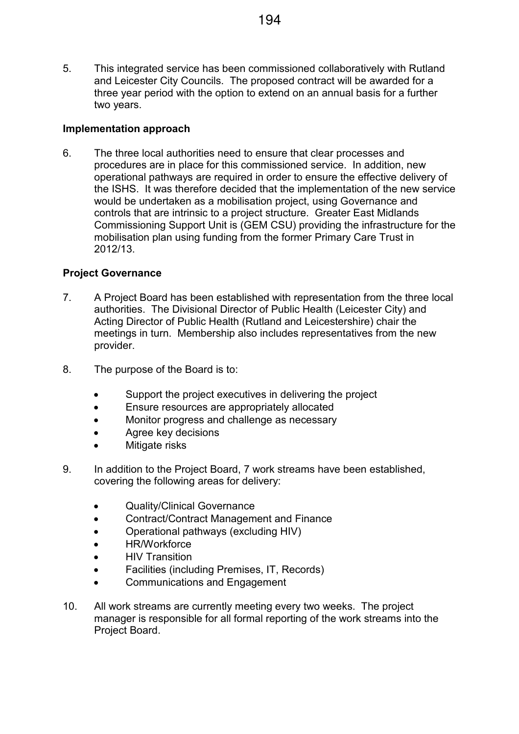5. This integrated service has been commissioned collaboratively with Rutland and Leicester City Councils. The proposed contract will be awarded for a three year period with the option to extend on an annual basis for a further two years.

**Implementation approach**

6. The three local authorities need to ensure that clear processes and procedures are in place for this commissioned service. In addition, new operational pathways are required in order to ensure the effective delivery of the ISHS. It was therefore decided that the implementation of the new service would be undertaken as a mobilisation project, using Governance and controls that are intrinsic to a project structure. Greater East Midlands Commissioning Support Unit is (GEM CSU) providing the infrastructure for the mobilisation plan using funding from the former Primary Care Trust in 2012/13.

**Project Governance**

7. A Project Board has been established with representation from the three local authorities. The Divisional Director of Public Health (Leicester City) and Acting Director of Public Health (Rutland and Leicestershire) chair the meetings in turn. Membership also includes representatives from the new provider.

8. The purpose of the Board is to:

   - Support the project executives in delivering the project
   - Ensure resources are appropriately allocated
   - Monitor progress and challenge as necessary
   - Agree key decisions
   - Mitigate risks

9. In addition to the Project Board, 7 work streams have been established, covering the following areas for delivery:

   - Quality/Clinical Governance
   - Contract/Contract Management and Finance
   - Operational pathways (excluding HIV)
   - HR/Workforce
   - HIV Transition
   - Facilities (including Premises, IT, Records)
   - Communications and Engagement

10. All work streams are currently meeting every two weeks. The project manager is responsible for all formal reporting of the work streams into the Project Board.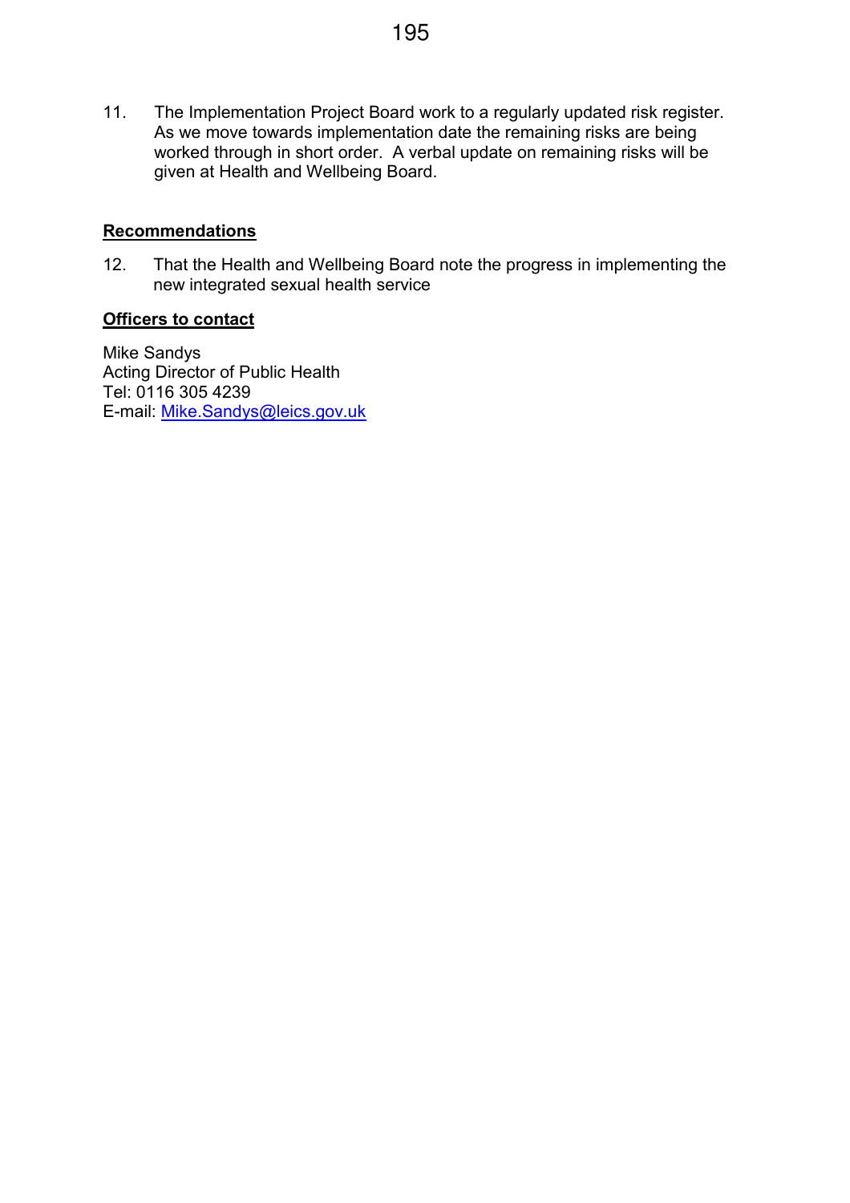11. The Implementation Project Board work to a regularly updated risk register. As we move towards implementation date the remaining risks are being worked through in short order. A verbal update on remaining risks will be given at Health and Wellbeing Board.

## **Recommendations**

12. That the Health and Wellbeing Board note the progress in implementing the new integrated sexual health service

## **Officers to contact**

Mike Sandys
Acting Director of Public Health
Tel: 0116 305 4239
E-mail: Mike.Sandys@leics.gov.uk